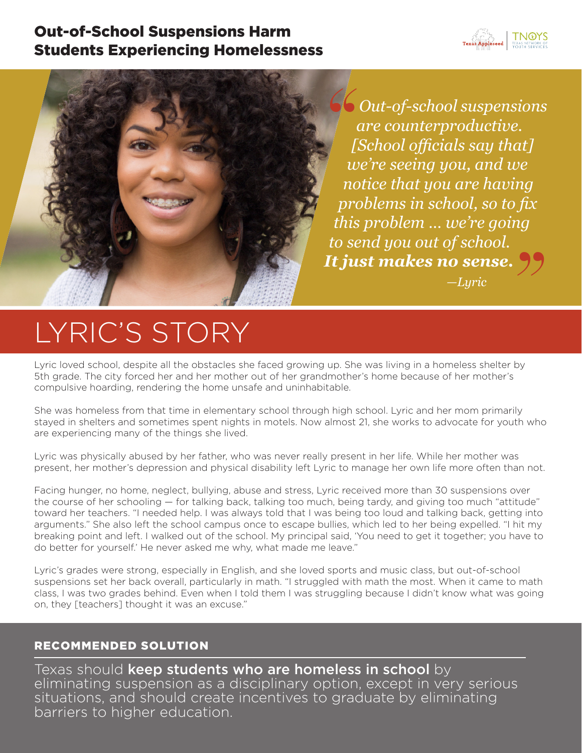# Out-of-School Suspensions Harm Students Experiencing Homelessness

> *Out-of-school suspensions are counterproductive. [School officials say that] we're seeing you, and we notice that you are having problems in school, so to fix this problem ... we're going to send you out of school.* ***It just makes no sense.***
>
> *—Lyric*

## LYRIC'S STORY

Lyric loved school, despite all the obstacles she faced growing up. She was living in a homeless shelter by 5th grade. The city forced her and her mother out of her grandmother's home because of her mother's compulsive hoarding, rendering the home unsafe and uninhabitable.

She was homeless from that time in elementary school through high school. Lyric and her mom primarily stayed in shelters and sometimes spent nights in motels. Now almost 21, she works to advocate for youth who are experiencing many of the things she lived.

Lyric was physically abused by her father, who was never really present in her life. While her mother was present, her mother's depression and physical disability left Lyric to manage her own life more often than not.

Facing hunger, no home, neglect, bullying, abuse and stress, Lyric received more than 30 suspensions over the course of her schooling — for talking back, talking too much, being tardy, and giving too much "attitude" toward her teachers. "I needed help. I was always told that I was being too loud and talking back, getting into arguments." She also left the school campus once to escape bullies, which led to her being expelled. "I hit my breaking point and left. I walked out of the school. My principal said, 'You need to get it together; you have to do better for yourself.' He never asked me why, what made me leave."

Lyric's grades were strong, especially in English, and she loved sports and music class, but out-of-school suspensions set her back overall, particularly in math. "I struggled with math the most. When it came to math class, I was two grades behind. Even when I told them I was struggling because I didn't know what was going on, they [teachers] thought it was an excuse."

### RECOMMENDED SOLUTION

Texas should **keep students who are homeless in school** by eliminating suspension as a disciplinary option, except in very serious situations, and should create incentives to graduate by eliminating barriers to higher education.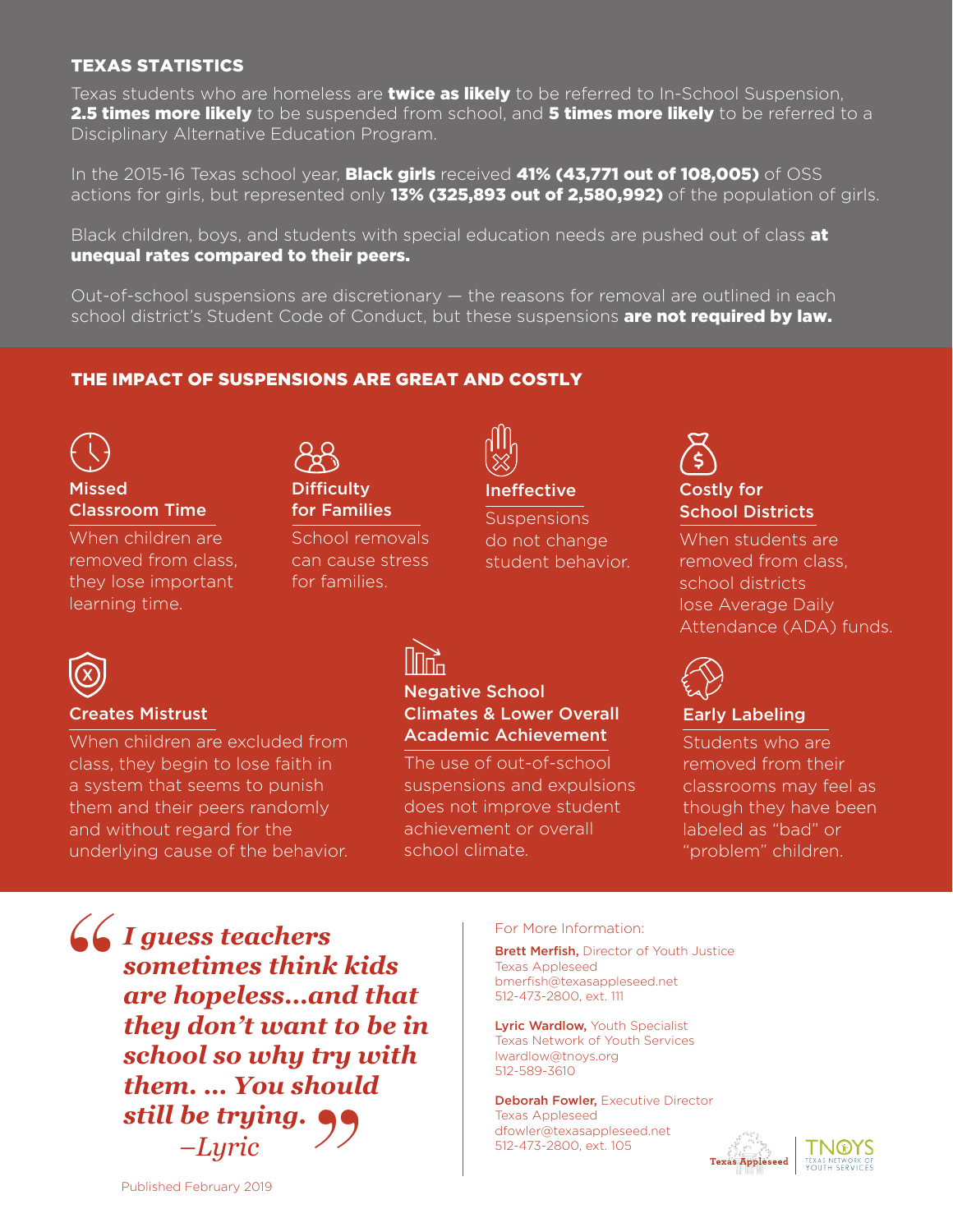## TEXAS STATISTICS

Texas students who are homeless are **twice as likely** to be referred to In-School Suspension, **2.5 times more likely** to be suspended from school, and **5 times more likely** to be referred to a Disciplinary Alternative Education Program.

In the 2015-16 Texas school year, **Black girls** received **41% (43,771 out of 108,005)** of OSS actions for girls, but represented only **13% (325,893 out of 2,580,992)** of the population of girls.

Black children, boys, and students with special education needs are pushed out of class **at unequal rates compared to their peers.**

Out-of-school suspensions are discretionary — the reasons for removal are outlined in each school district's Student Code of Conduct, but these suspensions **are not required by law.**

## THE IMPACT OF SUSPENSIONS ARE GREAT AND COSTLY

### Missed Classroom Time

When children are removed from class, they lose important learning time.

### Difficulty for Families

School removals can cause stress for families.

### Ineffective

Suspensions do not change student behavior.

### Costly for School Districts

When students are removed from class, school districts lose Average Daily Attendance (ADA) funds.

### Creates Mistrust

When children are excluded from class, they begin to lose faith in a system that seems to punish them and their peers randomly and without regard for the underlying cause of the behavior.

### Negative School Climates & Lower Overall Academic Achievement

The use of out-of-school suspensions and expulsions does not improve student achievement or overall school climate.

### Early Labeling

Students who are removed from their classrooms may feel as though they have been labeled as "bad" or "problem" children.

> ***I guess teachers sometimes think kids are hopeless...and that they don't want to be in school so why try with them. ... You should still be trying.***
> *–Lyric*

For More Information:

**Brett Merfish,** Director of Youth Justice
Texas Appleseed
bmerfish@texasappleseed.net
512-473-2800, ext. 111

**Lyric Wardlow,** Youth Specialist
Texas Network of Youth Services
lwardlow@tnoys.org
512-589-3610

**Deborah Fowler,** Executive Director
Texas Appleseed
dfowler@texasappleseed.net
512-473-2800, ext. 105

Texas Appleseed | TNOYS TEXAS NETWORK OF YOUTH SERVICES

Published February 2019